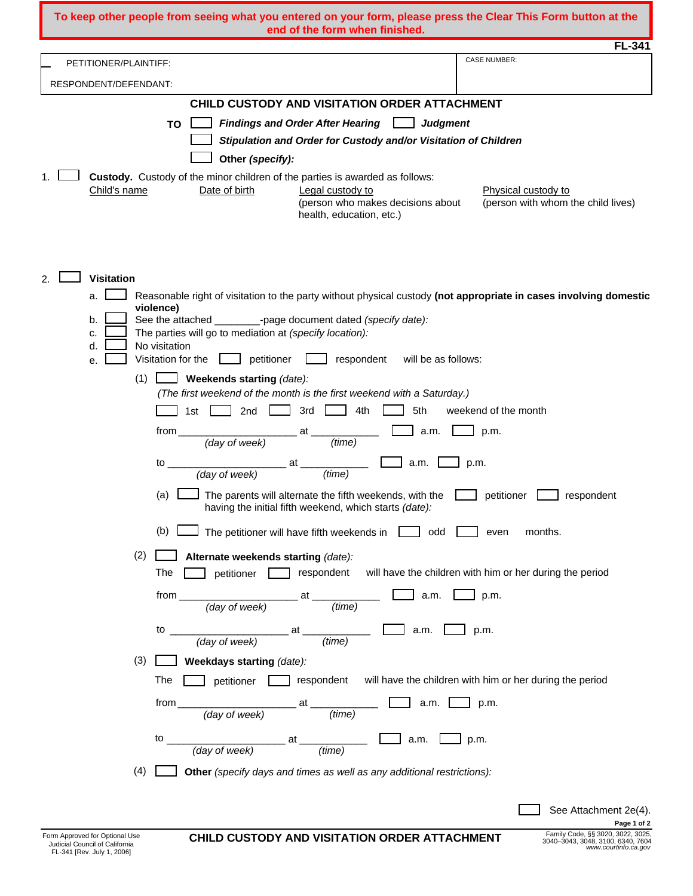**To keep other people from seeing what you entered on your form, please press the Clear This Form button at the end of the form when finished.**

**FL-341**

| PETITIONER/PLAINTIFF: | CASE NUMBER: |
| --- | --- |
| RESPONDENT/DEFENDANT: | |

# CHILD CUSTODY AND VISITATION ORDER ATTACHMENT

**TO** ☐ ***Findings and Order After Hearing*** ☐ ***Judgment***
☐ ***Stipulation and Order for Custody and/or Visitation of Children***
☐ **Other *(specify):***

1. ☐ **Custody.** Custody of the minor children of the parties is awarded as follows:

| Child's name | Date of birth | Legal custody to (person who makes decisions about health, education, etc.) | Physical custody to (person with whom the child lives) |
| --- | --- | --- | --- |
| | | | |

2. ☐ **Visitation**

   a. ☐ Reasonable right of visitation to the party without physical custody **(not appropriate in cases involving domestic violence)**

   b. ☐ See the attached ________-page document dated *(specify date):*

   c. ☐ The parties will go to mediation at *(specify location):*

   d. ☐ No visitation

   e. ☐ Visitation for the ☐ petitioner ☐ respondent will be as follows:

   (1) ☐ **Weekends starting** *(date):*
   *(The first weekend of the month is the first weekend with a Saturday.)*
   ☐ 1st ☐ 2nd ☐ 3rd ☐ 4th ☐ 5th weekend of the month
   from ____________________ *(day of week)* at ____________ *(time)* ☐ a.m. ☐ p.m.
   to ____________________ *(day of week)* at ____________ *(time)* ☐ a.m. ☐ p.m.
   (a) ☐ The parents will alternate the fifth weekends, with the ☐ petitioner ☐ respondent having the initial fifth weekend, which starts *(date):*
   (b) ☐ The petitioner will have fifth weekends in ☐ odd ☐ even months.

   (2) ☐ **Alternate weekends starting** *(date):*
   The ☐ petitioner ☐ respondent will have the children with him or her during the period
   from ____________________ *(day of week)* at ____________ *(time)* ☐ a.m. ☐ p.m.
   to ____________________ *(day of week)* at ____________ *(time)* ☐ a.m. ☐ p.m.

   (3) ☐ **Weekdays starting** *(date):*
   The ☐ petitioner ☐ respondent will have the children with him or her during the period
   from ____________________ *(day of week)* at ____________ *(time)* ☐ a.m. ☐ p.m.
   to ____________________ *(day of week)* at ____________ *(time)* ☐ a.m. ☐ p.m.

   (4) ☐ **Other** *(specify days and times as well as any additional restrictions):*

☐ See Attachment 2e(4).

Form Approved for Optional Use
Judicial Council of California
FL-341 [Rev. July 1, 2006]

**CHILD CUSTODY AND VISITATION ORDER ATTACHMENT**

Family Code, §§ 3020, 3022, 3025, 3040–3043, 3048, 3100, 6340, 7604
*www.courtinfo.ca.gov*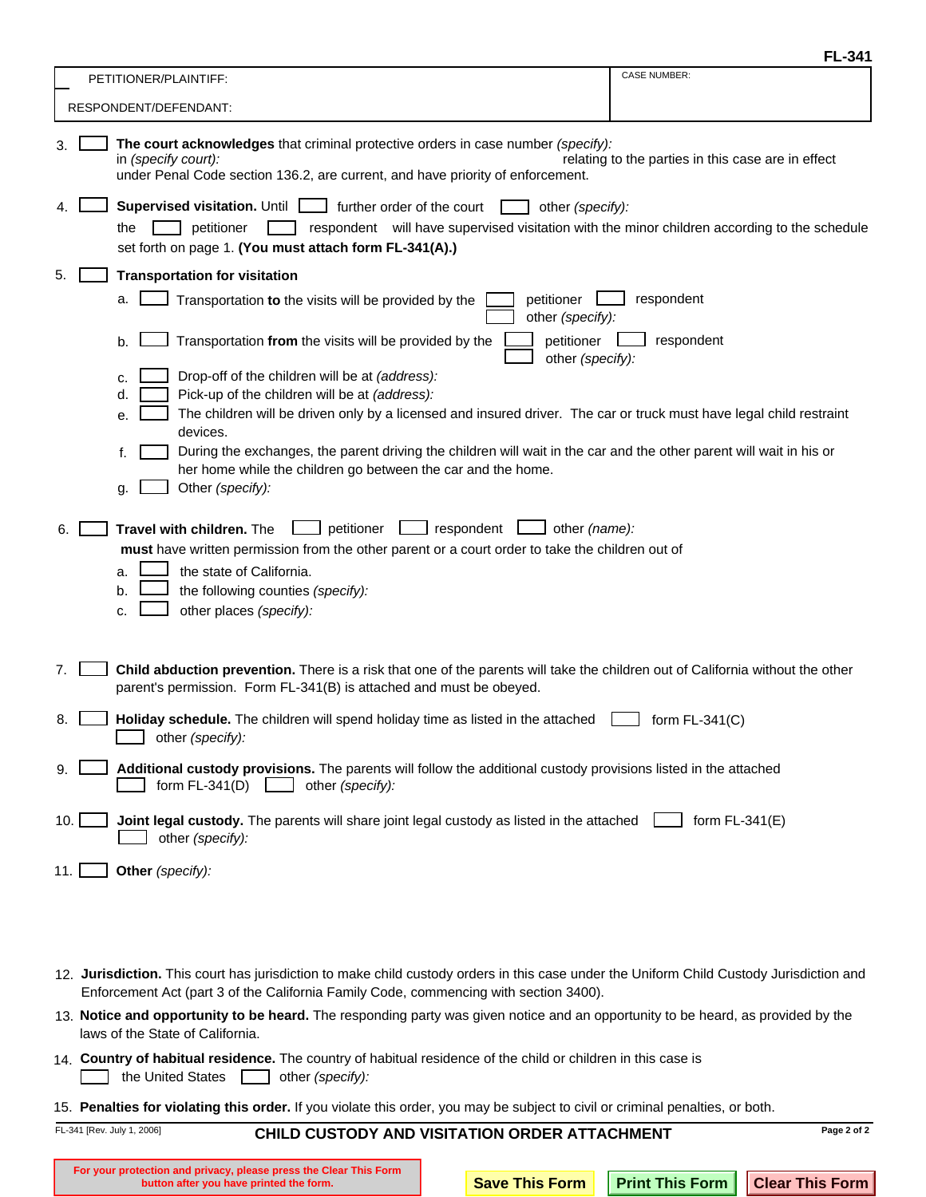**FL-341**

| PETITIONER/PLAINTIFF: | CASE NUMBER: |
| --- | --- |
| RESPONDENT/DEFENDANT: | |

3. ☐ **The court acknowledges** that criminal protective orders in case number *(specify):* in *(specify court):* relating to the parties in this case are in effect under Penal Code section 136.2, are current, and have priority of enforcement.

4. ☐ **Supervised visitation.** Until ☐ further order of the court ☐ other *(specify):* the ☐ petitioner ☐ respondent will have supervised visitation with the minor children according to the schedule set forth on page 1. **(You must attach form FL-341(A).)**

5. ☐ **Transportation for visitation**
   a. ☐ Transportation **to** the visits will be provided by the ☐ petitioner ☐ respondent ☐ other *(specify):*
   b. ☐ Transportation **from** the visits will be provided by the ☐ petitioner ☐ respondent ☐ other *(specify):*
   c. ☐ Drop-off of the children will be at *(address):*
   d. ☐ Pick-up of the children will be at *(address):*
   e. ☐ The children will be driven only by a licensed and insured driver. The car or truck must have legal child restraint devices.
   f. ☐ During the exchanges, the parent driving the children will wait in the car and the other parent will wait in his or her home while the children go between the car and the home.
   g. ☐ Other *(specify):*

6. ☐ **Travel with children.** The ☐ petitioner ☐ respondent ☐ other *(name):* **must** have written permission from the other parent or a court order to take the children out of
   a. ☐ the state of California.
   b. ☐ the following counties *(specify):*
   c. ☐ other places *(specify):*

7. ☐ **Child abduction prevention.** There is a risk that one of the parents will take the children out of California without the other parent's permission. Form FL-341(B) is attached and must be obeyed.

8. ☐ **Holiday schedule.** The children will spend holiday time as listed in the attached ☐ form FL-341(C) ☐ other *(specify):*

9. ☐ **Additional custody provisions.** The parents will follow the additional custody provisions listed in the attached ☐ form FL-341(D) ☐ other *(specify):*

10. ☐ **Joint legal custody.** The parents will share joint legal custody as listed in the attached ☐ form FL-341(E) ☐ other *(specify):*

11. ☐ **Other** *(specify):*

12. **Jurisdiction.** This court has jurisdiction to make child custody orders in this case under the Uniform Child Custody Jurisdiction and Enforcement Act (part 3 of the California Family Code, commencing with section 3400).

13. **Notice and opportunity to be heard.** The responding party was given notice and an opportunity to be heard, as provided by the laws of the State of California.

14. **Country of habitual residence.** The country of habitual residence of the child or children in this case is ☐ the United States ☐ other *(specify):*

15. **Penalties for violating this order.** If you violate this order, you may be subject to civil or criminal penalties, or both.

FL-341 [Rev. July 1, 2006]

**CHILD CUSTODY AND VISITATION ORDER ATTACHMENT**

For your protection and privacy, please press the Clear This Form button after you have printed the form.

Save This Form | Print This Form | Clear This Form